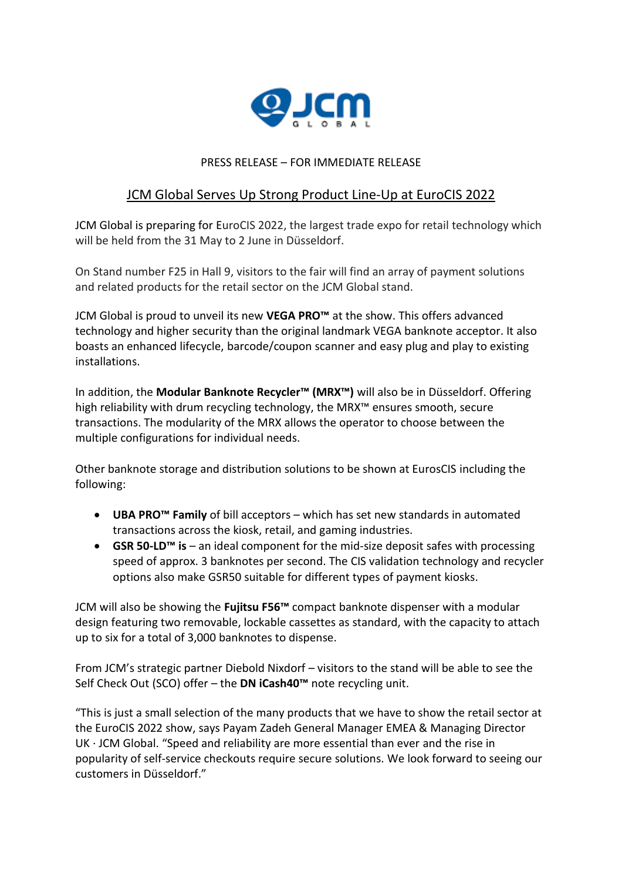PRESS RELEASE – FOR IMMEDIATE RELEASE

# JCM Global Serves Up Strong Product Line-Up at EuroCIS 2022

JCM Global is preparing for EuroCIS 2022, the largest trade expo for retail technology which will be held from the 31 May to 2 June in Düsseldorf.

On Stand number F25 in Hall 9, visitors to the fair will find an array of payment solutions and related products for the retail sector on the JCM Global stand.

JCM Global is proud to unveil its new **VEGA PRO™** at the show. This offers advanced technology and higher security than the original landmark VEGA banknote acceptor. It also boasts an enhanced lifecycle, barcode/coupon scanner and easy plug and play to existing installations.

In addition, the **Modular Banknote Recycler™ (MRX™)** will also be in Düsseldorf. Offering high reliability with drum recycling technology, the MRX™ ensures smooth, secure transactions. The modularity of the MRX allows the operator to choose between the multiple configurations for individual needs.

Other banknote storage and distribution solutions to be shown at EurosCIS including the following:

- **UBA PRO™ Family** of bill acceptors – which has set new standards in automated transactions across the kiosk, retail, and gaming industries.
- **GSR 50-LD™ is** – an ideal component for the mid-size deposit safes with processing speed of approx. 3 banknotes per second. The CIS validation technology and recycler options also make GSR50 suitable for different types of payment kiosks.

JCM will also be showing the **Fujitsu F56™** compact banknote dispenser with a modular design featuring two removable, lockable cassettes as standard, with the capacity to attach up to six for a total of 3,000 banknotes to dispense.

From JCM's strategic partner Diebold Nixdorf – visitors to the stand will be able to see the Self Check Out (SCO) offer – the **DN iCash40™** note recycling unit.

"This is just a small selection of the many products that we have to show the retail sector at the EuroCIS 2022 show, says Payam Zadeh General Manager EMEA & Managing Director UK · JCM Global. "Speed and reliability are more essential than ever and the rise in popularity of self-service checkouts require secure solutions. We look forward to seeing our customers in Düsseldorf."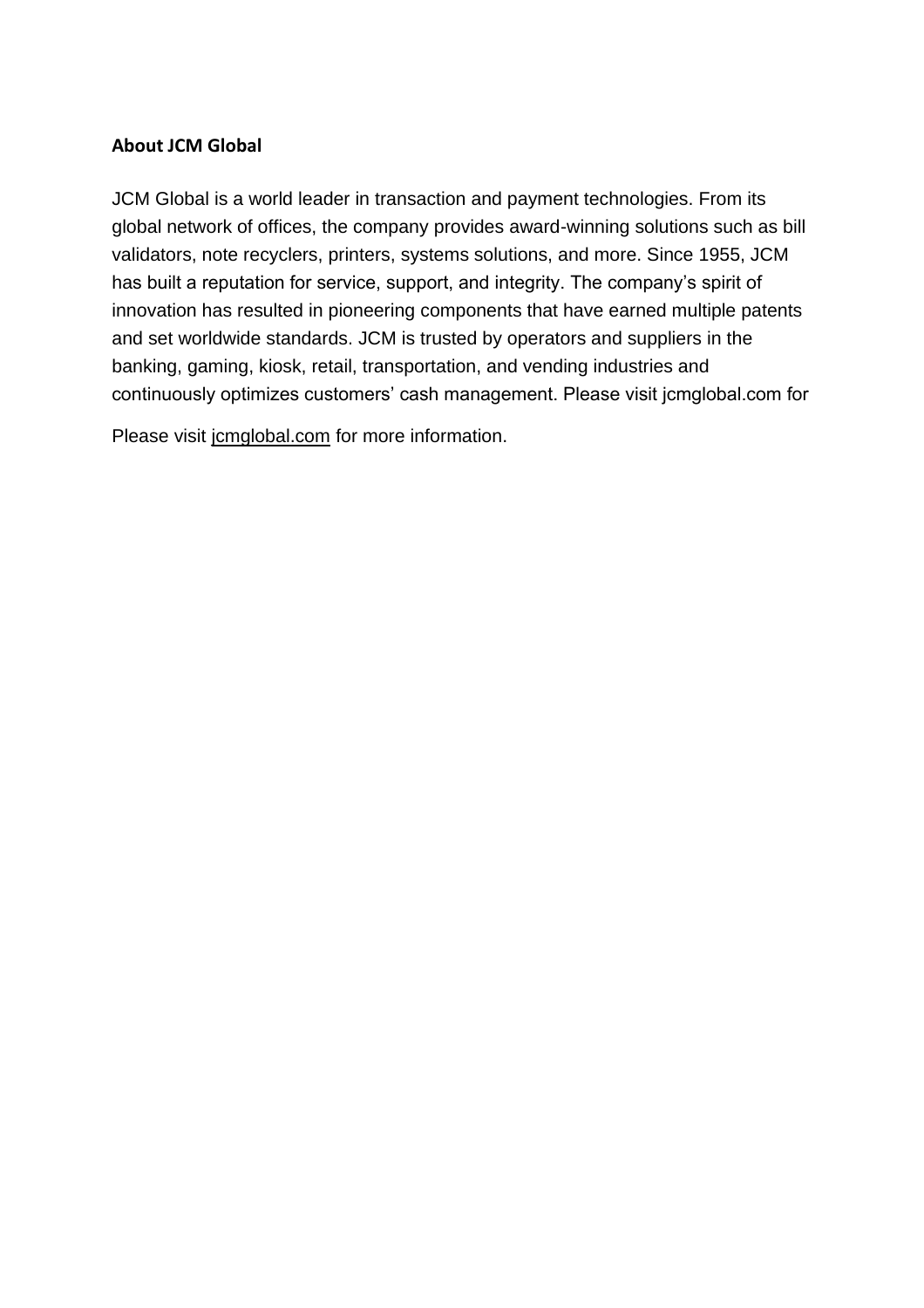**About JCM Global**

JCM Global is a world leader in transaction and payment technologies. From its global network of offices, the company provides award-winning solutions such as bill validators, note recyclers, printers, systems solutions, and more. Since 1955, JCM has built a reputation for service, support, and integrity. The company's spirit of innovation has resulted in pioneering components that have earned multiple patents and set worldwide standards. JCM is trusted by operators and suppliers in the banking, gaming, kiosk, retail, transportation, and vending industries and continuously optimizes customers' cash management. Please visit jcmglobal.com for

Please visit jcmglobal.com for more information.